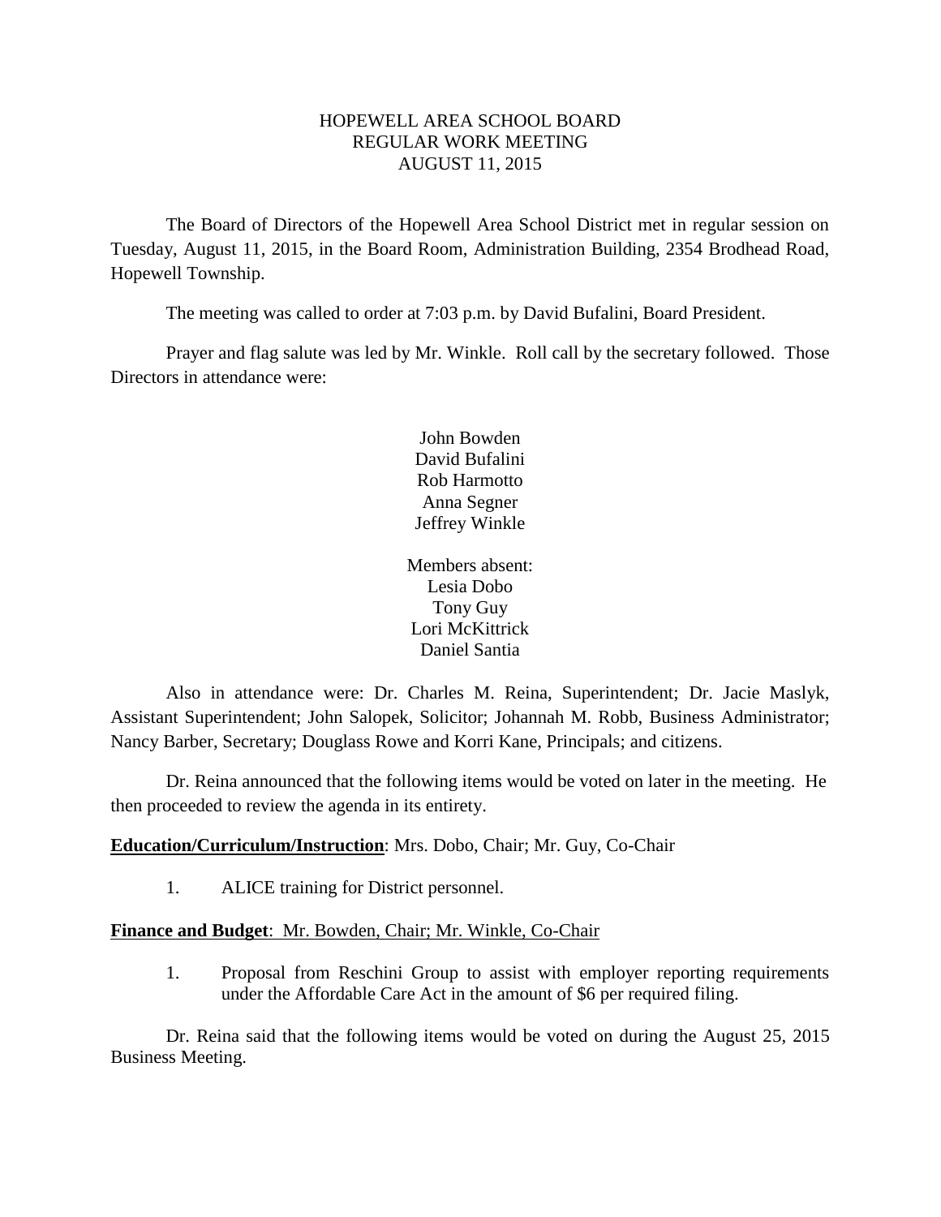# HOPEWELL AREA SCHOOL BOARD
## REGULAR WORK MEETING
## AUGUST 11, 2015

The Board of Directors of the Hopewell Area School District met in regular session on Tuesday, August 11, 2015, in the Board Room, Administration Building, 2354 Brodhead Road, Hopewell Township.

The meeting was called to order at 7:03 p.m. by David Bufalini, Board President.

Prayer and flag salute was led by Mr. Winkle. Roll call by the secretary followed. Those Directors in attendance were:

John Bowden
David Bufalini
Rob Harmotto
Anna Segner
Jeffrey Winkle

Members absent:
Lesia Dobo
Tony Guy
Lori McKittrick
Daniel Santia

Also in attendance were: Dr. Charles M. Reina, Superintendent; Dr. Jacie Maslyk, Assistant Superintendent; John Salopek, Solicitor; Johannah M. Robb, Business Administrator; Nancy Barber, Secretary; Douglass Rowe and Korri Kane, Principals; and citizens.

Dr. Reina announced that the following items would be voted on later in the meeting. He then proceeded to review the agenda in its entirety.

**Education/Curriculum/Instruction**: Mrs. Dobo, Chair; Mr. Guy, Co-Chair

1. ALICE training for District personnel.

**Finance and Budget**: Mr. Bowden, Chair; Mr. Winkle, Co-Chair

1. Proposal from Reschini Group to assist with employer reporting requirements under the Affordable Care Act in the amount of $6 per required filing.

Dr. Reina said that the following items would be voted on during the August 25, 2015 Business Meeting.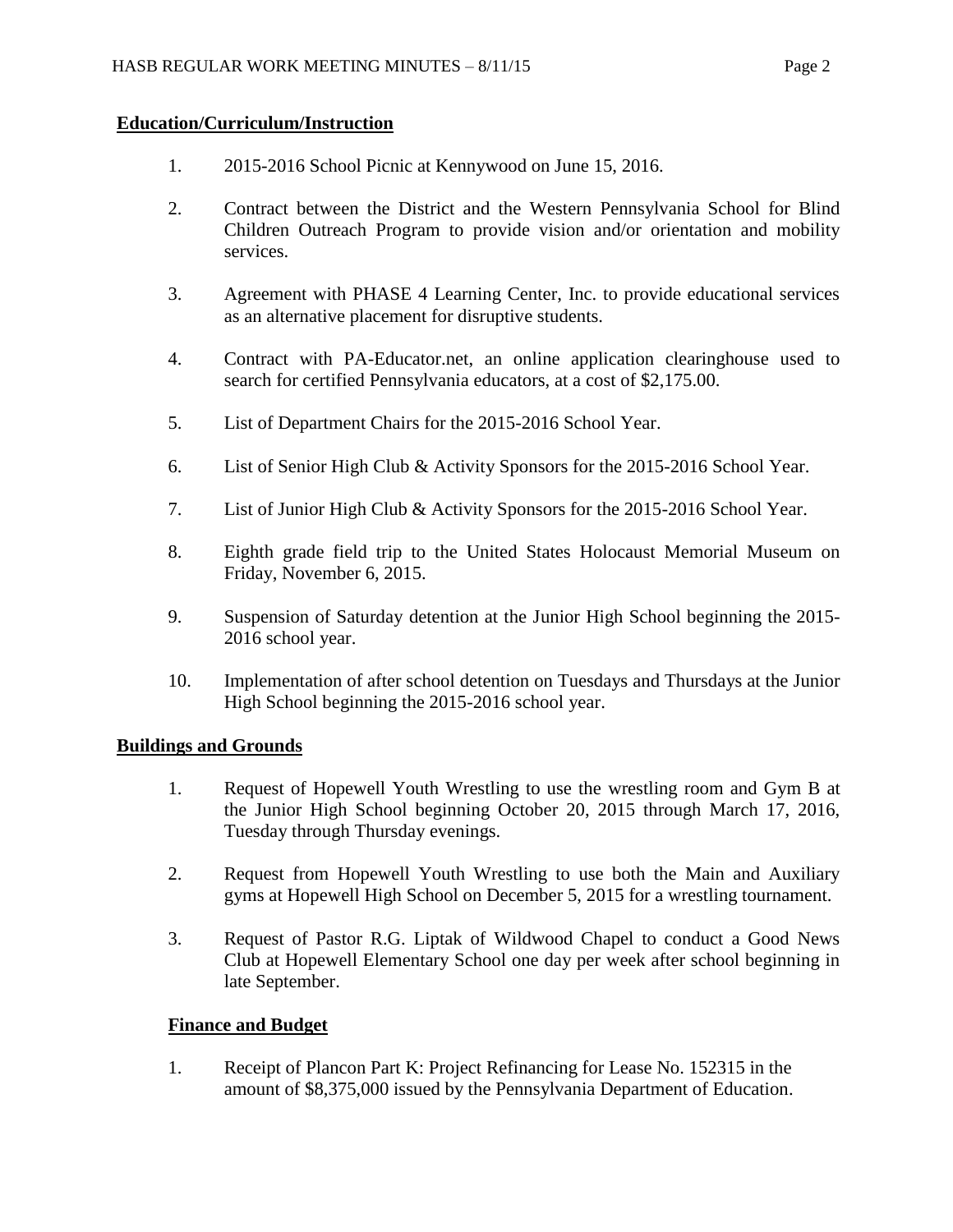**Education/Curriculum/Instruction**

1. 2015-2016 School Picnic at Kennywood on June 15, 2016.

2. Contract between the District and the Western Pennsylvania School for Blind Children Outreach Program to provide vision and/or orientation and mobility services.

3. Agreement with PHASE 4 Learning Center, Inc. to provide educational services as an alternative placement for disruptive students.

4. Contract with PA-Educator.net, an online application clearinghouse used to search for certified Pennsylvania educators, at a cost of $2,175.00.

5. List of Department Chairs for the 2015-2016 School Year.

6. List of Senior High Club & Activity Sponsors for the 2015-2016 School Year.

7. List of Junior High Club & Activity Sponsors for the 2015-2016 School Year.

8. Eighth grade field trip to the United States Holocaust Memorial Museum on Friday, November 6, 2015.

9. Suspension of Saturday detention at the Junior High School beginning the 2015-2016 school year.

10. Implementation of after school detention on Tuesdays and Thursdays at the Junior High School beginning the 2015-2016 school year.

**Buildings and Grounds**

1. Request of Hopewell Youth Wrestling to use the wrestling room and Gym B at the Junior High School beginning October 20, 2015 through March 17, 2016, Tuesday through Thursday evenings.

2. Request from Hopewell Youth Wrestling to use both the Main and Auxiliary gyms at Hopewell High School on December 5, 2015 for a wrestling tournament.

3. Request of Pastor R.G. Liptak of Wildwood Chapel to conduct a Good News Club at Hopewell Elementary School one day per week after school beginning in late September.

**Finance and Budget**

1. Receipt of Plancon Part K: Project Refinancing for Lease No. 152315 in the amount of $8,375,000 issued by the Pennsylvania Department of Education.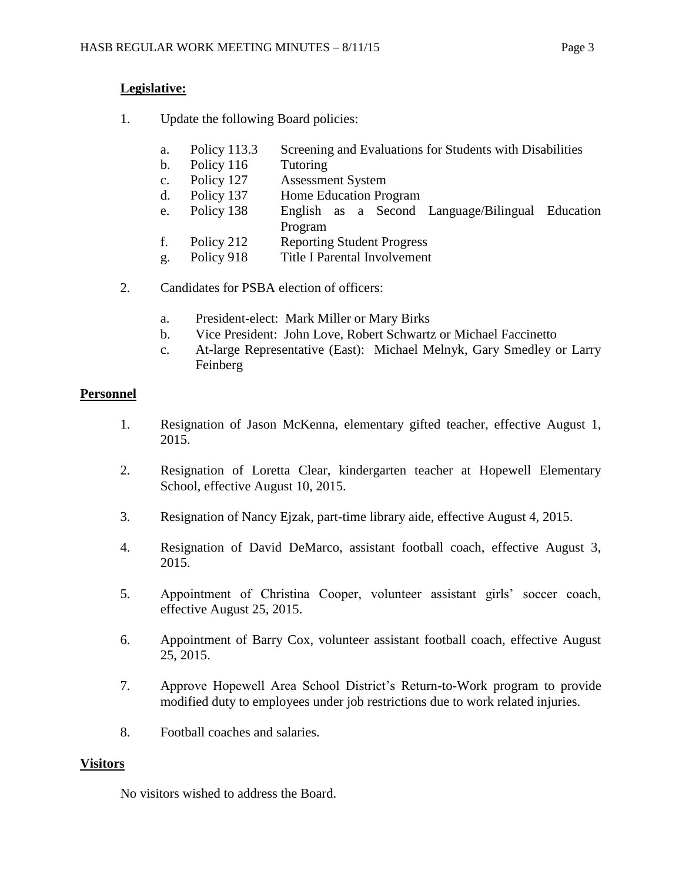**Legislative:**

1. Update the following Board policies:

   a. Policy 113.3 Screening and Evaluations for Students with Disabilities
   b. Policy 116 Tutoring
   c. Policy 127 Assessment System
   d. Policy 137 Home Education Program
   e. Policy 138 English as a Second Language/Bilingual Education Program
   f. Policy 212 Reporting Student Progress
   g. Policy 918 Title I Parental Involvement

2. Candidates for PSBA election of officers:

   a. President-elect: Mark Miller or Mary Birks
   b. Vice President: John Love, Robert Schwartz or Michael Faccinetto
   c. At-large Representative (East): Michael Melnyk, Gary Smedley or Larry Feinberg

**Personnel**

1. Resignation of Jason McKenna, elementary gifted teacher, effective August 1, 2015.

2. Resignation of Loretta Clear, kindergarten teacher at Hopewell Elementary School, effective August 10, 2015.

3. Resignation of Nancy Ejzak, part-time library aide, effective August 4, 2015.

4. Resignation of David DeMarco, assistant football coach, effective August 3, 2015.

5. Appointment of Christina Cooper, volunteer assistant girls' soccer coach, effective August 25, 2015.

6. Appointment of Barry Cox, volunteer assistant football coach, effective August 25, 2015.

7. Approve Hopewell Area School District's Return-to-Work program to provide modified duty to employees under job restrictions due to work related injuries.

8. Football coaches and salaries.

**Visitors**

No visitors wished to address the Board.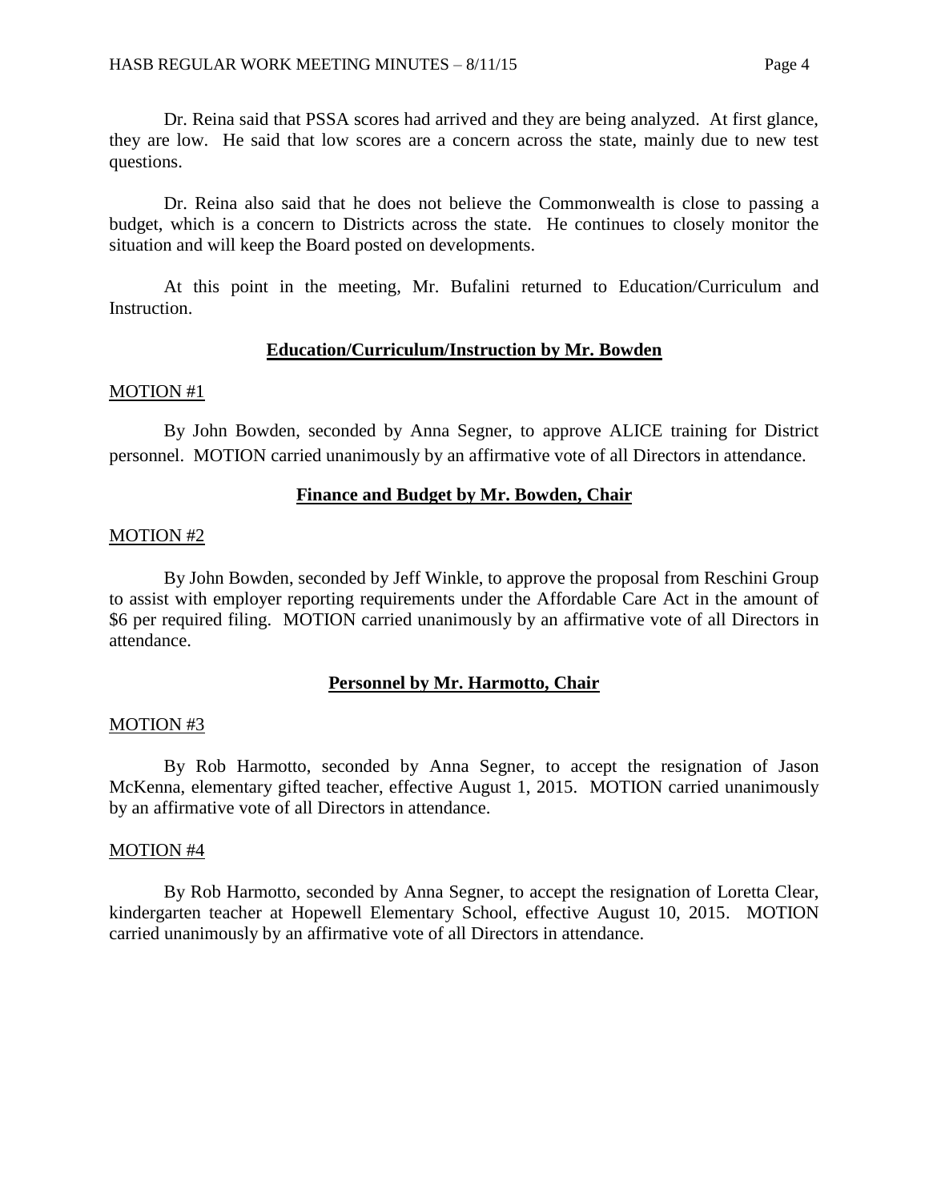Dr. Reina said that PSSA scores had arrived and they are being analyzed. At first glance, they are low. He said that low scores are a concern across the state, mainly due to new test questions.

Dr. Reina also said that he does not believe the Commonwealth is close to passing a budget, which is a concern to Districts across the state. He continues to closely monitor the situation and will keep the Board posted on developments.

At this point in the meeting, Mr. Bufalini returned to Education/Curriculum and Instruction.

## **Education/Curriculum/Instruction by Mr. Bowden**

MOTION #1

By John Bowden, seconded by Anna Segner, to approve ALICE training for District personnel. MOTION carried unanimously by an affirmative vote of all Directors in attendance.

## **Finance and Budget by Mr. Bowden, Chair**

MOTION #2

By John Bowden, seconded by Jeff Winkle, to approve the proposal from Reschini Group to assist with employer reporting requirements under the Affordable Care Act in the amount of $6 per required filing. MOTION carried unanimously by an affirmative vote of all Directors in attendance.

## **Personnel by Mr. Harmotto, Chair**

MOTION #3

By Rob Harmotto, seconded by Anna Segner, to accept the resignation of Jason McKenna, elementary gifted teacher, effective August 1, 2015. MOTION carried unanimously by an affirmative vote of all Directors in attendance.

MOTION #4

By Rob Harmotto, seconded by Anna Segner, to accept the resignation of Loretta Clear, kindergarten teacher at Hopewell Elementary School, effective August 10, 2015. MOTION carried unanimously by an affirmative vote of all Directors in attendance.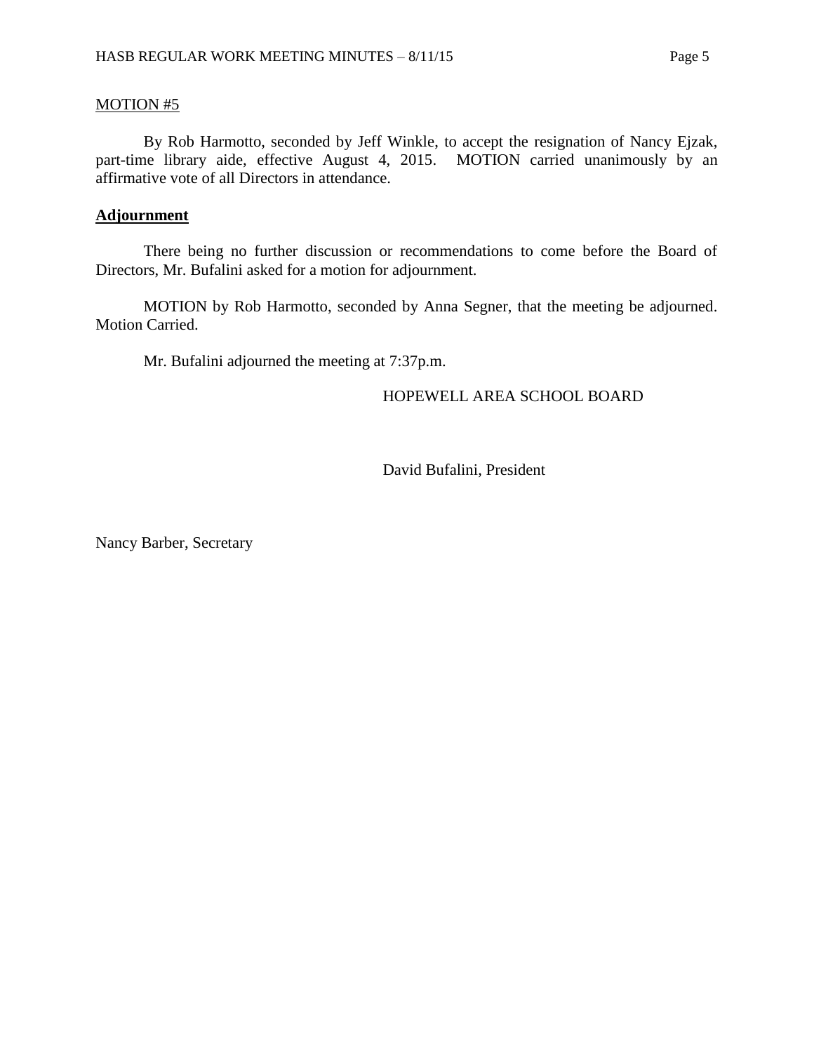MOTION #5

By Rob Harmotto, seconded by Jeff Winkle, to accept the resignation of Nancy Ejzak, part-time library aide, effective August 4, 2015. MOTION carried unanimously by an affirmative vote of all Directors in attendance.

**Adjournment**

There being no further discussion or recommendations to come before the Board of Directors, Mr. Bufalini asked for a motion for adjournment.

MOTION by Rob Harmotto, seconded by Anna Segner, that the meeting be adjourned. Motion Carried.

Mr. Bufalini adjourned the meeting at 7:37p.m.

HOPEWELL AREA SCHOOL BOARD

David Bufalini, President

Nancy Barber, Secretary